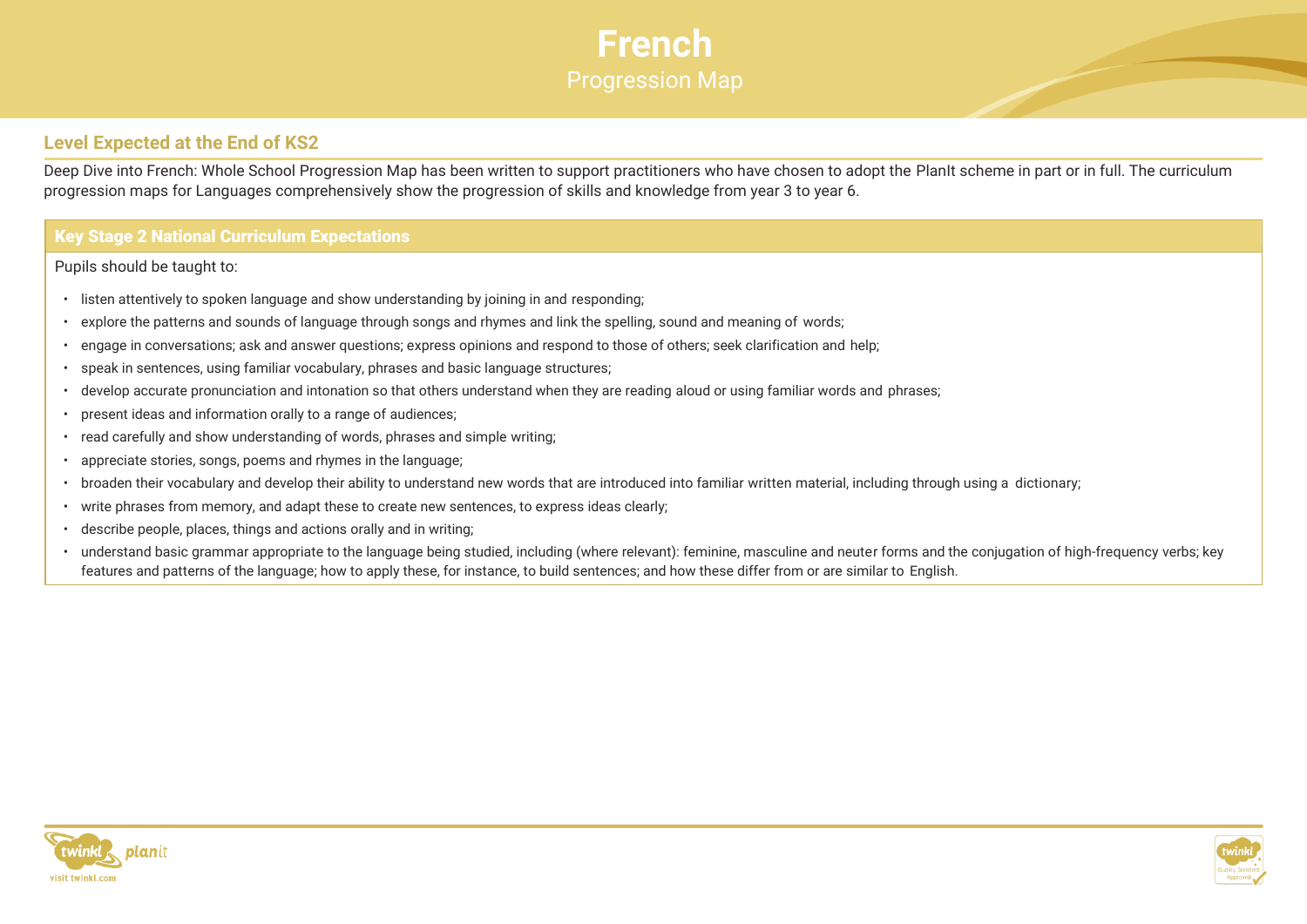# French

## Progression Map

### Level Expected at the End of KS2

Deep Dive into French: Whole School Progression Map has been written to support practitioners who have chosen to adopt the PlanIt scheme in part or in full. The curriculum progression maps for Languages comprehensively show the progression of skills and knowledge from year 3 to year 6.

#### Key Stage 2 National Curriculum Expectations

Pupils should be taught to:

- listen attentively to spoken language and show understanding by joining in and responding;
- explore the patterns and sounds of language through songs and rhymes and link the spelling, sound and meaning of words;
- engage in conversations; ask and answer questions; express opinions and respond to those of others; seek clarification and help;
- speak in sentences, using familiar vocabulary, phrases and basic language structures;
- develop accurate pronunciation and intonation so that others understand when they are reading aloud or using familiar words and phrases;
- present ideas and information orally to a range of audiences;
- read carefully and show understanding of words, phrases and simple writing;
- appreciate stories, songs, poems and rhymes in the language;
- broaden their vocabulary and develop their ability to understand new words that are introduced into familiar written material, including through using a dictionary;
- write phrases from memory, and adapt these to create new sentences, to express ideas clearly;
- describe people, places, things and actions orally and in writing;
- understand basic grammar appropriate to the language being studied, including (where relevant): feminine, masculine and neuter forms and the conjugation of high-frequency verbs; key features and patterns of the language; how to apply these, for instance, to build sentences; and how these differ from or are similar to English.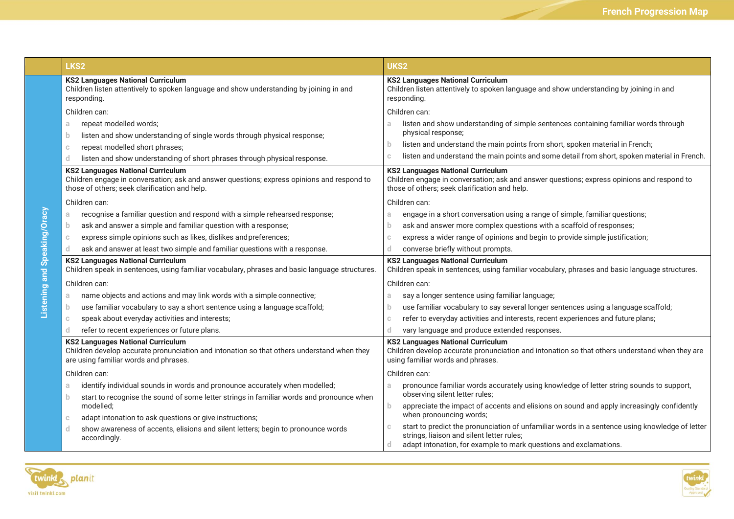| | LKS2 | UKS2 |
|---|---|---|
| Listening and Speaking/Oracy | **KS2 Languages National Curriculum**<br>Children listen attentively to spoken language and show understanding by joining in and responding.<br><br>Children can:<br>a repeat modelled words;<br>b listen and show understanding of single words through physical response;<br>c repeat modelled short phrases;<br>d listen and show understanding of short phrases through physical response. | **KS2 Languages National Curriculum**<br>Children listen attentively to spoken language and show understanding by joining in and responding.<br><br>Children can:<br>a listen and show understanding of simple sentences containing familiar words through physical response;<br>b listen and understand the main points from short, spoken material in French;<br>c listen and understand the main points and some detail from short, spoken material in French. |
| | **KS2 Languages National Curriculum**<br>Children engage in conversation; ask and answer questions; express opinions and respond to those of others; seek clarification and help.<br><br>Children can:<br>a recognise a familiar question and respond with a simple rehearsed response;<br>b ask and answer a simple and familiar question with a response;<br>c express simple opinions such as likes, dislikes and preferences;<br>d ask and answer at least two simple and familiar questions with a response. | **KS2 Languages National Curriculum**<br>Children engage in conversation; ask and answer questions; express opinions and respond to those of others; seek clarification and help.<br><br>Children can:<br>a engage in a short conversation using a range of simple, familiar questions;<br>b ask and answer more complex questions with a scaffold of responses;<br>c express a wider range of opinions and begin to provide simple justification;<br>d converse briefly without prompts. |
| | **KS2 Languages National Curriculum**<br>Children speak in sentences, using familiar vocabulary, phrases and basic language structures.<br><br>Children can:<br>a name objects and actions and may link words with a simple connective;<br>b use familiar vocabulary to say a short sentence using a language scaffold;<br>c speak about everyday activities and interests;<br>d refer to recent experiences or future plans. | **KS2 Languages National Curriculum**<br>Children speak in sentences, using familiar vocabulary, phrases and basic language structures.<br><br>Children can:<br>a say a longer sentence using familiar language;<br>b use familiar vocabulary to say several longer sentences using a language scaffold;<br>c refer to everyday activities and interests, recent experiences and future plans;<br>d vary language and produce extended responses. |
| | **KS2 Languages National Curriculum**<br>Children develop accurate pronunciation and intonation so that others understand when they are using familiar words and phrases.<br><br>Children can:<br>a identify individual sounds in words and pronounce accurately when modelled;<br>b start to recognise the sound of some letter strings in familiar words and pronounce when modelled;<br>c adapt intonation to ask questions or give instructions;<br>d show awareness of accents, elisions and silent letters; begin to pronounce words accordingly. | **KS2 Languages National Curriculum**<br>Children develop accurate pronunciation and intonation so that others understand when they are using familiar words and phrases.<br><br>Children can:<br>a pronounce familiar words accurately using knowledge of letter string sounds to support, observing silent letter rules;<br>b appreciate the impact of accents and elisions on sound and apply increasingly confidently when pronouncing words;<br>c start to predict the pronunciation of unfamiliar words in a sentence using knowledge of letter strings, liaison and silent letter rules;<br>d adapt intonation, for example to mark questions and exclamations. |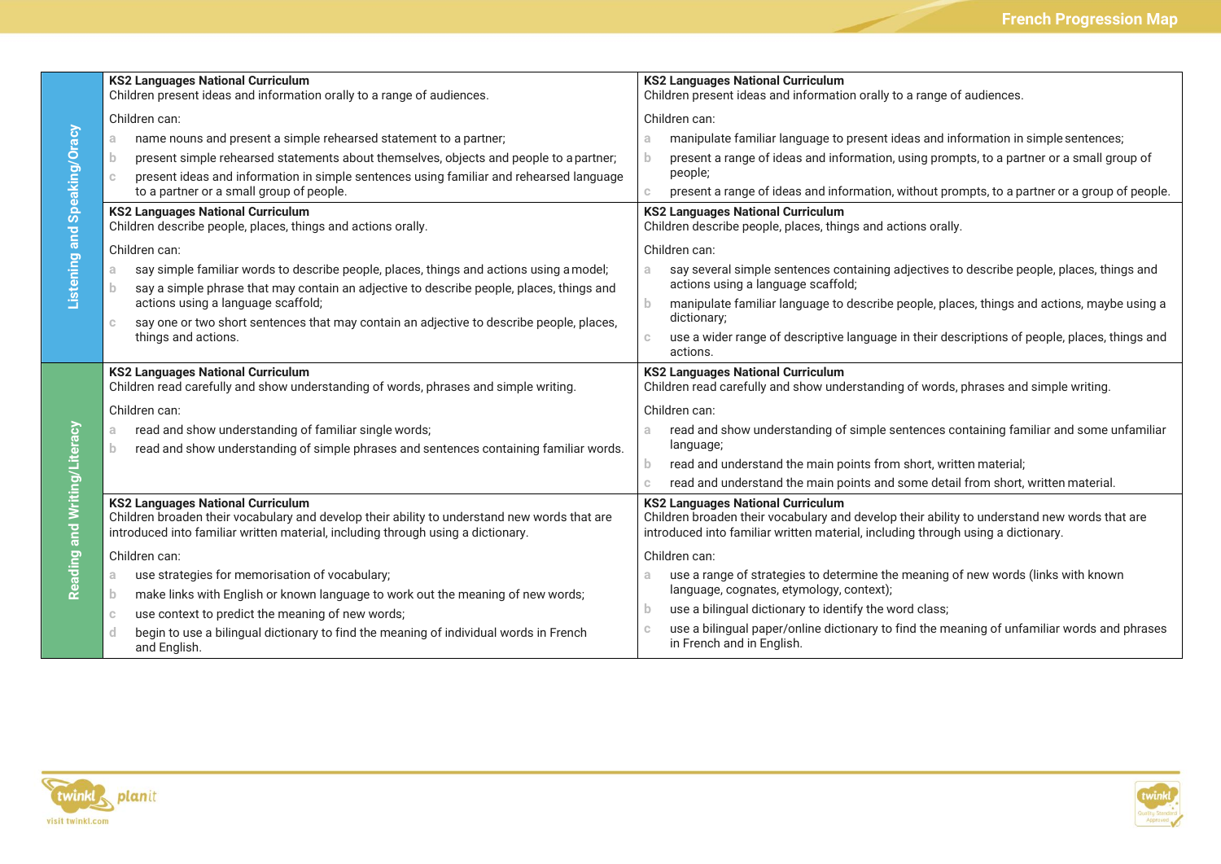| | | |
|---|---|---|
| **Listening and Speaking/Oracy** | **KS2 Languages National Curriculum**<br>Children present ideas and information orally to a range of audiences.<br><br>Children can:<br>a name nouns and present a simple rehearsed statement to a partner;<br>b present simple rehearsed statements about themselves, objects and people to a partner;<br>c present ideas and information in simple sentences using familiar and rehearsed language to a partner or a small group of people. | **KS2 Languages National Curriculum**<br>Children present ideas and information orally to a range of audiences.<br><br>Children can:<br>a manipulate familiar language to present ideas and information in simple sentences;<br>b present a range of ideas and information, using prompts, to a partner or a small group of people;<br>c present a range of ideas and information, without prompts, to a partner or a group of people. |
| | **KS2 Languages National Curriculum**<br>Children describe people, places, things and actions orally.<br><br>Children can:<br>a say simple familiar words to describe people, places, things and actions using a model;<br>b say a simple phrase that may contain an adjective to describe people, places, things and actions using a language scaffold;<br>c say one or two short sentences that may contain an adjective to describe people, places, things and actions. | **KS2 Languages National Curriculum**<br>Children describe people, places, things and actions orally.<br><br>Children can:<br>a say several simple sentences containing adjectives to describe people, places, things and actions using a language scaffold;<br>b manipulate familiar language to describe people, places, things and actions, maybe using a dictionary;<br>c use a wider range of descriptive language in their descriptions of people, places, things and actions. |
| **Reading and Writing/Literacy** | **KS2 Languages National Curriculum**<br>Children read carefully and show understanding of words, phrases and simple writing.<br><br>Children can:<br>a read and show understanding of familiar single words;<br>b read and show understanding of simple phrases and sentences containing familiar words. | **KS2 Languages National Curriculum**<br>Children read carefully and show understanding of words, phrases and simple writing.<br><br>Children can:<br>a read and show understanding of simple sentences containing familiar and some unfamiliar language;<br>b read and understand the main points from short, written material;<br>c read and understand the main points and some detail from short, written material. |
| | **KS2 Languages National Curriculum**<br>Children broaden their vocabulary and develop their ability to understand new words that are introduced into familiar written material, including through using a dictionary.<br><br>Children can:<br>a use strategies for memorisation of vocabulary;<br>b make links with English or known language to work out the meaning of new words;<br>c use context to predict the meaning of new words;<br>d begin to use a bilingual dictionary to find the meaning of individual words in French and English. | **KS2 Languages National Curriculum**<br>Children broaden their vocabulary and develop their ability to understand new words that are introduced into familiar written material, including through using a dictionary.<br><br>Children can:<br>a use a range of strategies to determine the meaning of new words (links with known language, cognates, etymology, context);<br>b use a bilingual dictionary to identify the word class;<br>c use a bilingual paper/online dictionary to find the meaning of unfamiliar words and phrases in French and in English. |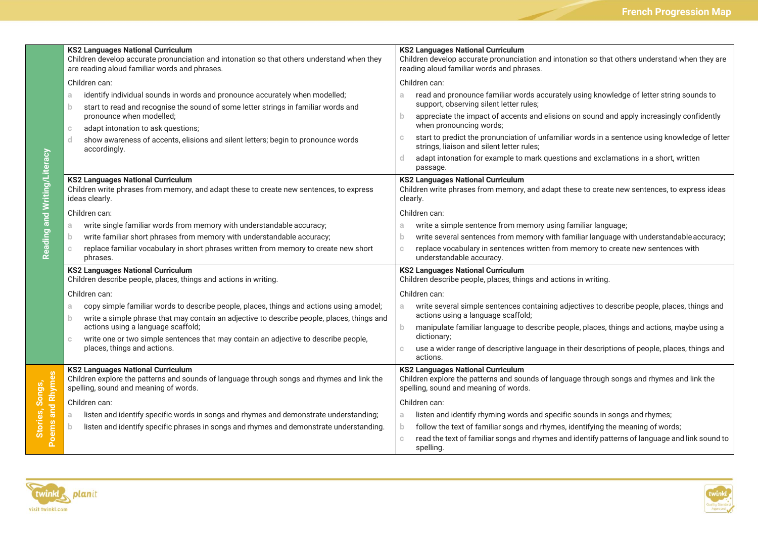| | | |
|---|---|---|
| **Reading and Writing/Literacy** | **KS2 Languages National Curriculum**<br>Children develop accurate pronunciation and intonation so that others understand when they are reading aloud familiar words and phrases.<br><br>Children can:<br>a identify individual sounds in words and pronounce accurately when modelled;<br>b start to read and recognise the sound of some letter strings in familiar words and pronounce when modelled;<br>c adapt intonation to ask questions;<br>d show awareness of accents, elisions and silent letters; begin to pronounce words accordingly. | **KS2 Languages National Curriculum**<br>Children develop accurate pronunciation and intonation so that others understand when they are reading aloud familiar words and phrases.<br><br>Children can:<br>a read and pronounce familiar words accurately using knowledge of letter string sounds to support, observing silent letter rules;<br>b appreciate the impact of accents and elisions on sound and apply increasingly confidently when pronouncing words;<br>c start to predict the pronunciation of unfamiliar words in a sentence using knowledge of letter strings, liaison and silent letter rules;<br>d adapt intonation for example to mark questions and exclamations in a short, written passage. |
| | **KS2 Languages National Curriculum**<br>Children write phrases from memory, and adapt these to create new sentences, to express ideas clearly.<br><br>Children can:<br>a write single familiar words from memory with understandable accuracy;<br>b write familiar short phrases from memory with understandable accuracy;<br>c replace familiar vocabulary in short phrases written from memory to create new short phrases. | **KS2 Languages National Curriculum**<br>Children write phrases from memory, and adapt these to create new sentences, to express ideas clearly.<br><br>Children can:<br>a write a simple sentence from memory using familiar language;<br>b write several sentences from memory with familiar language with understandable accuracy;<br>c replace vocabulary in sentences written from memory to create new sentences with understandable accuracy. |
| | **KS2 Languages National Curriculum**<br>Children describe people, places, things and actions in writing.<br><br>Children can:<br>a copy simple familiar words to describe people, places, things and actions using a model;<br>b write a simple phrase that may contain an adjective to describe people, places, things and actions using a language scaffold;<br>c write one or two simple sentences that may contain an adjective to describe people, places, things and actions. | **KS2 Languages National Curriculum**<br>Children describe people, places, things and actions in writing.<br><br>Children can:<br>a write several simple sentences containing adjectives to describe people, places, things and actions using a language scaffold;<br>b manipulate familiar language to describe people, places, things and actions, maybe using a dictionary;<br>c use a wider range of descriptive language in their descriptions of people, places, things and actions. |
| **Stories, Songs, Poems and Rhymes** | **KS2 Languages National Curriculum**<br>Children explore the patterns and sounds of language through songs and rhymes and link the spelling, sound and meaning of words.<br><br>Children can:<br>a listen and identify specific words in songs and rhymes and demonstrate understanding;<br>b listen and identify specific phrases in songs and rhymes and demonstrate understanding. | **KS2 Languages National Curriculum**<br>Children explore the patterns and sounds of language through songs and rhymes and link the spelling, sound and meaning of words.<br><br>Children can:<br>a listen and identify rhyming words and specific sounds in songs and rhymes;<br>b follow the text of familiar songs and rhymes, identifying the meaning of words;<br>c read the text of familiar songs and rhymes and identify patterns of language and link sound to spelling. |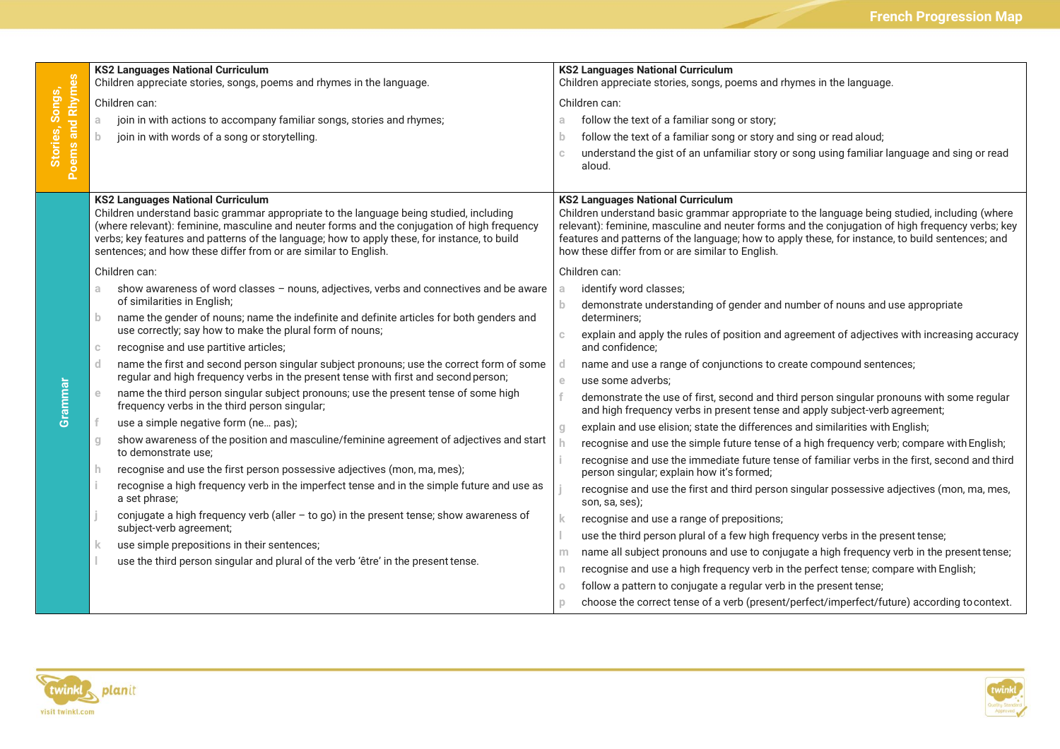| | | |
|---|---|---|
| **Stories, Songs, Poems and Rhymes** | **KS2 Languages National Curriculum**<br>Children appreciate stories, songs, poems and rhymes in the language.<br><br>Children can:<br>a join in with actions to accompany familiar songs, stories and rhymes;<br>b join in with words of a song or storytelling. | **KS2 Languages National Curriculum**<br>Children appreciate stories, songs, poems and rhymes in the language.<br><br>Children can:<br>a follow the text of a familiar song or story;<br>b follow the text of a familiar song or story and sing or read aloud;<br>c understand the gist of an unfamiliar story or song using familiar language and sing or read aloud. |
| **Grammar** | **KS2 Languages National Curriculum**<br>Children understand basic grammar appropriate to the language being studied, including (where relevant): feminine, masculine and neuter forms and the conjugation of high frequency verbs; key features and patterns of the language; how to apply these, for instance, to build sentences; and how these differ from or are similar to English.<br><br>Children can:<br>a show awareness of word classes – nouns, adjectives, verbs and connectives and be aware of similarities in English;<br>b name the gender of nouns; name the indefinite and definite articles for both genders and use correctly; say how to make the plural form of nouns;<br>c recognise and use partitive articles;<br>d name the first and second person singular subject pronouns; use the correct form of some regular and high frequency verbs in the present tense with first and second person;<br>e name the third person singular subject pronouns; use the present tense of some high frequency verbs in the third person singular;<br>f use a simple negative form (ne… pas);<br>g show awareness of the position and masculine/feminine agreement of adjectives and start to demonstrate use;<br>h recognise and use the first person possessive adjectives (mon, ma, mes);<br>i recognise a high frequency verb in the imperfect tense and in the simple future and use as a set phrase;<br>j conjugate a high frequency verb (aller – to go) in the present tense; show awareness of subject-verb agreement;<br>k use simple prepositions in their sentences;<br>l use the third person singular and plural of the verb 'être' in the present tense. | **KS2 Languages National Curriculum**<br>Children understand basic grammar appropriate to the language being studied, including (where relevant): feminine, masculine and neuter forms and the conjugation of high frequency verbs; key features and patterns of the language; how to apply these, for instance, to build sentences; and how these differ from or are similar to English.<br><br>Children can:<br>a identify word classes;<br>b demonstrate understanding of gender and number of nouns and use appropriate determiners;<br>c explain and apply the rules of position and agreement of adjectives with increasing accuracy and confidence;<br>d name and use a range of conjunctions to create compound sentences;<br>e use some adverbs;<br>f demonstrate the use of first, second and third person singular pronouns with some regular and high frequency verbs in present tense and apply subject-verb agreement;<br>g explain and use elision; state the differences and similarities with English;<br>h recognise and use the simple future tense of a high frequency verb; compare with English;<br>i recognise and use the immediate future tense of familiar verbs in the first, second and third person singular; explain how it's formed;<br>j recognise and use the first and third person singular possessive adjectives (mon, ma, mes, son, sa, ses);<br>k recognise and use a range of prepositions;<br>l use the third person plural of a few high frequency verbs in the present tense;<br>m name all subject pronouns and use to conjugate a high frequency verb in the present tense;<br>n recognise and use a high frequency verb in the perfect tense; compare with English;<br>o follow a pattern to conjugate a regular verb in the present tense;<br>p choose the correct tense of a verb (present/perfect/imperfect/future) according to context. |